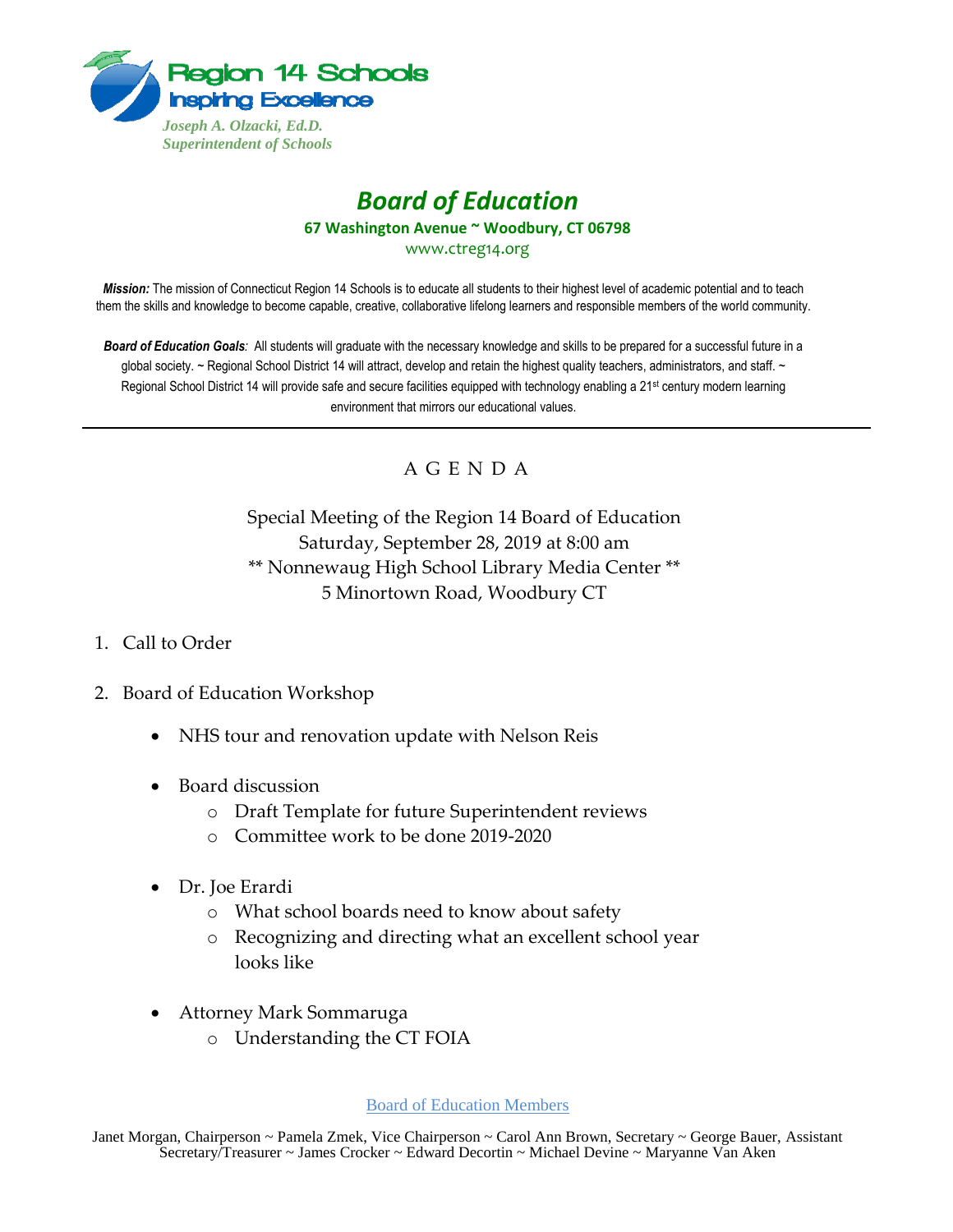**Region 14 Schools**
**Inspiring Excellence**

*Joseph A. Olzacki, Ed.D.*
*Superintendent of Schools*

# *Board of Education*

**67 Washington Avenue ~ Woodbury, CT 06798**

www.ctreg14.org

***Mission:*** The mission of Connecticut Region 14 Schools is to educate all students to their highest level of academic potential and to teach them the skills and knowledge to become capable, creative, collaborative lifelong learners and responsible members of the world community.

***Board of Education Goals**:* All students will graduate with the necessary knowledge and skills to be prepared for a successful future in a global society. ~ Regional School District 14 will attract, develop and retain the highest quality teachers, administrators, and staff. ~ Regional School District 14 will provide safe and secure facilities equipped with technology enabling a 21st century modern learning environment that mirrors our educational values.

---

## A G E N D A

Special Meeting of the Region 14 Board of Education
Saturday, September 28, 2019 at 8:00 am
** Nonnewaug High School Library Media Center **
5 Minortown Road, Woodbury CT

1. Call to Order

2. Board of Education Workshop

   - NHS tour and renovation update with Nelson Reis

   - Board discussion
     - Draft Template for future Superintendent reviews
     - Committee work to be done 2019-2020

   - Dr. Joe Erardi
     - What school boards need to know about safety
     - Recognizing and directing what an excellent school year looks like

   - Attorney Mark Sommaruga
     - Understanding the CT FOIA

Board of Education Members

Janet Morgan, Chairperson ~ Pamela Zmek, Vice Chairperson ~ Carol Ann Brown, Secretary ~ George Bauer, Assistant Secretary/Treasurer ~ James Crocker ~ Edward Decortin ~ Michael Devine ~ Maryanne Van Aken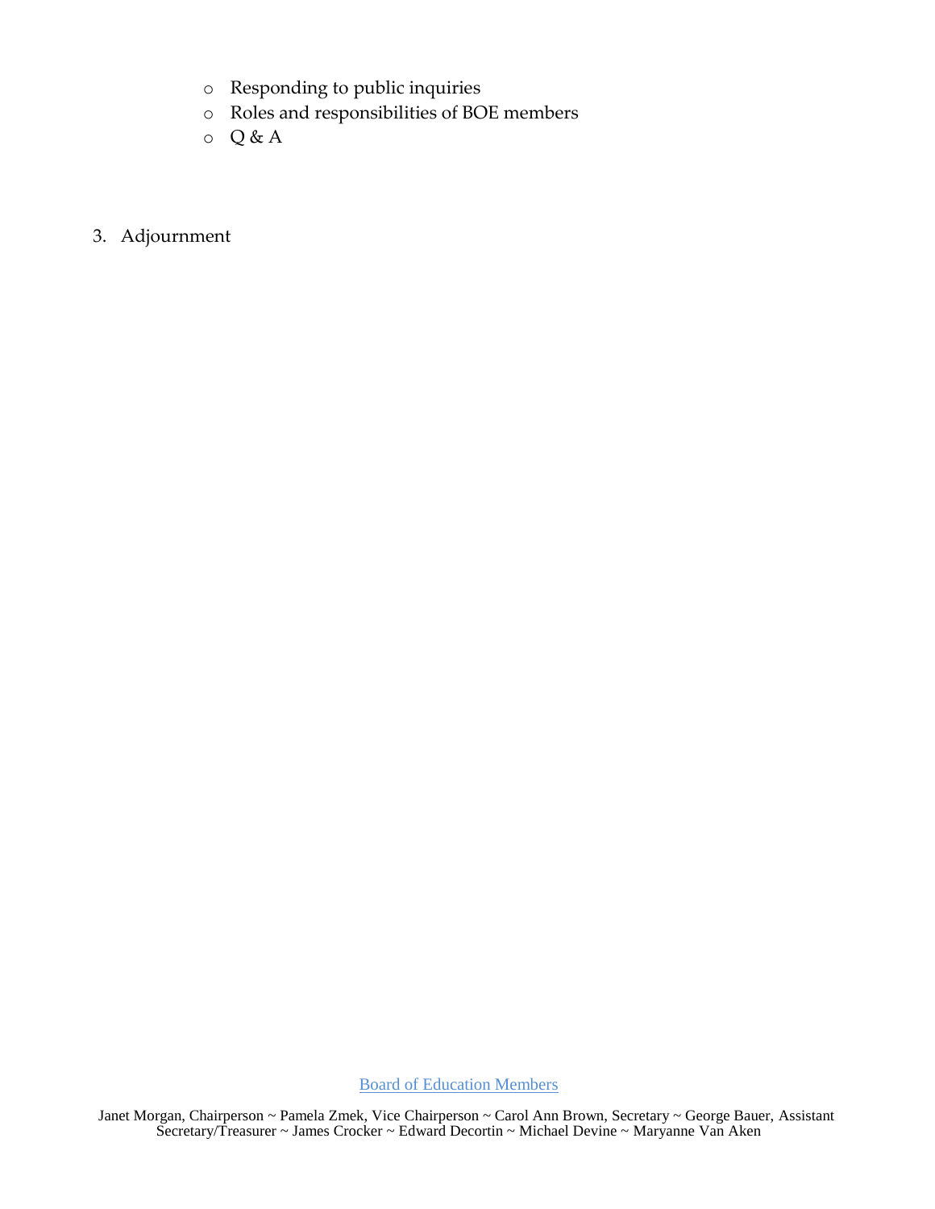- Responding to public inquiries
- Roles and responsibilities of BOE members
- Q & A

3. Adjournment

Board of Education Members

Janet Morgan, Chairperson ~ Pamela Zmek, Vice Chairperson ~ Carol Ann Brown, Secretary ~ George Bauer, Assistant Secretary/Treasurer ~ James Crocker ~ Edward Decortin ~ Michael Devine ~ Maryanne Van Aken